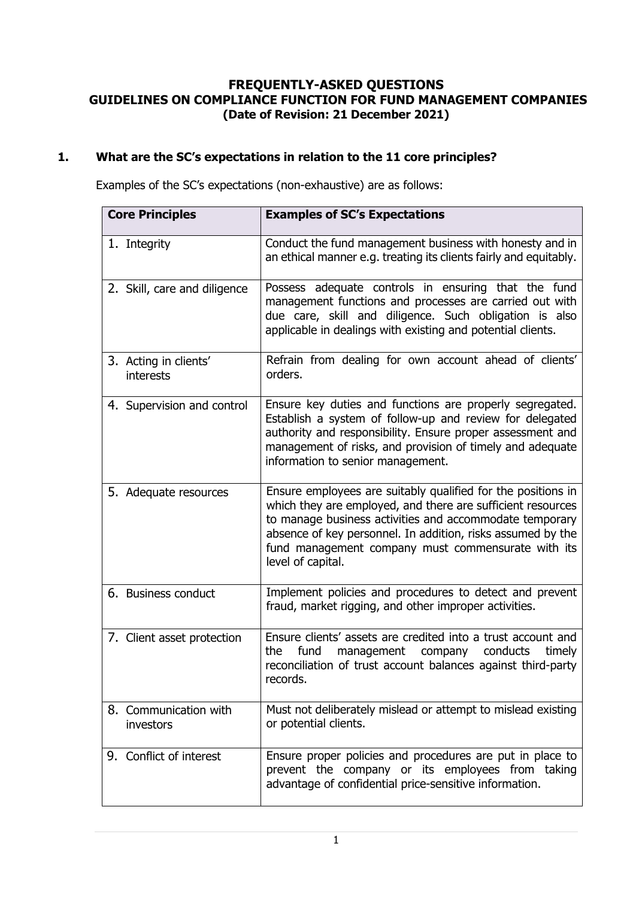# FREQUENTLY-ASKED QUESTIONS
# GUIDELINES ON COMPLIANCE FUNCTION FOR FUND MANAGEMENT COMPANIES
**(Date of Revision: 21 December 2021)**

## 1. What are the SC's expectations in relation to the 11 core principles?

Examples of the SC's expectations (non-exhaustive) are as follows:

| Core Principles | Examples of SC's Expectations |
|---|---|
| 1. Integrity | Conduct the fund management business with honesty and in an ethical manner e.g. treating its clients fairly and equitably. |
| 2. Skill, care and diligence | Possess adequate controls in ensuring that the fund management functions and processes are carried out with due care, skill and diligence. Such obligation is also applicable in dealings with existing and potential clients. |
| 3. Acting in clients' interests | Refrain from dealing for own account ahead of clients' orders. |
| 4. Supervision and control | Ensure key duties and functions are properly segregated. Establish a system of follow-up and review for delegated authority and responsibility. Ensure proper assessment and management of risks, and provision of timely and adequate information to senior management. |
| 5. Adequate resources | Ensure employees are suitably qualified for the positions in which they are employed, and there are sufficient resources to manage business activities and accommodate temporary absence of key personnel. In addition, risks assumed by the fund management company must commensurate with its level of capital. |
| 6. Business conduct | Implement policies and procedures to detect and prevent fraud, market rigging, and other improper activities. |
| 7. Client asset protection | Ensure clients' assets are credited into a trust account and the fund management company conducts timely reconciliation of trust account balances against third-party records. |
| 8. Communication with investors | Must not deliberately mislead or attempt to mislead existing or potential clients. |
| 9. Conflict of interest | Ensure proper policies and procedures are put in place to prevent the company or its employees from taking advantage of confidential price-sensitive information. |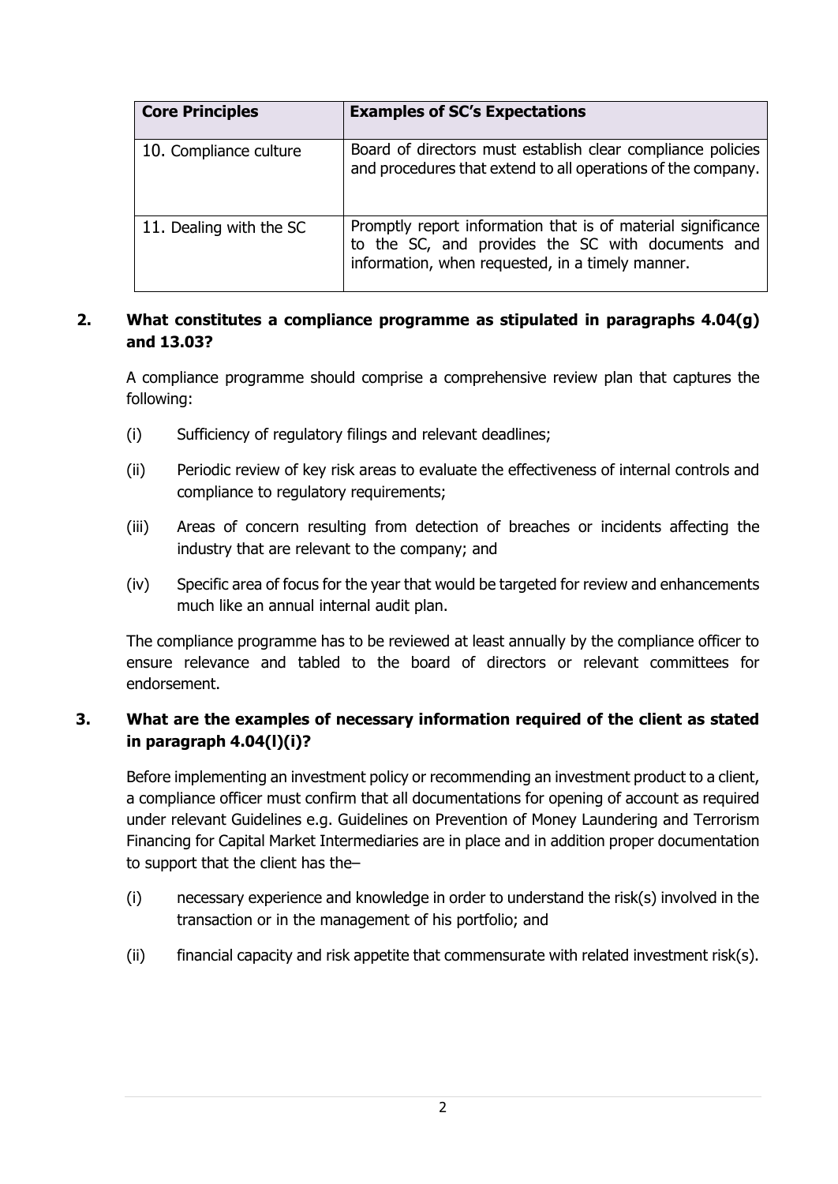| Core Principles | Examples of SC's Expectations |
| --- | --- |
| 10. Compliance culture | Board of directors must establish clear compliance policies and procedures that extend to all operations of the company. |
| 11. Dealing with the SC | Promptly report information that is of material significance to the SC, and provides the SC with documents and information, when requested, in a timely manner. |

**2. What constitutes a compliance programme as stipulated in paragraphs 4.04(g) and 13.03?**

A compliance programme should comprise a comprehensive review plan that captures the following:

(i) Sufficiency of regulatory filings and relevant deadlines;

(ii) Periodic review of key risk areas to evaluate the effectiveness of internal controls and compliance to regulatory requirements;

(iii) Areas of concern resulting from detection of breaches or incidents affecting the industry that are relevant to the company; and

(iv) Specific area of focus for the year that would be targeted for review and enhancements much like an annual internal audit plan.

The compliance programme has to be reviewed at least annually by the compliance officer to ensure relevance and tabled to the board of directors or relevant committees for endorsement.

**3. What are the examples of necessary information required of the client as stated in paragraph 4.04(l)(i)?**

Before implementing an investment policy or recommending an investment product to a client, a compliance officer must confirm that all documentations for opening of account as required under relevant Guidelines e.g. Guidelines on Prevention of Money Laundering and Terrorism Financing for Capital Market Intermediaries are in place and in addition proper documentation to support that the client has the–

(i) necessary experience and knowledge in order to understand the risk(s) involved in the transaction or in the management of his portfolio; and

(ii) financial capacity and risk appetite that commensurate with related investment risk(s).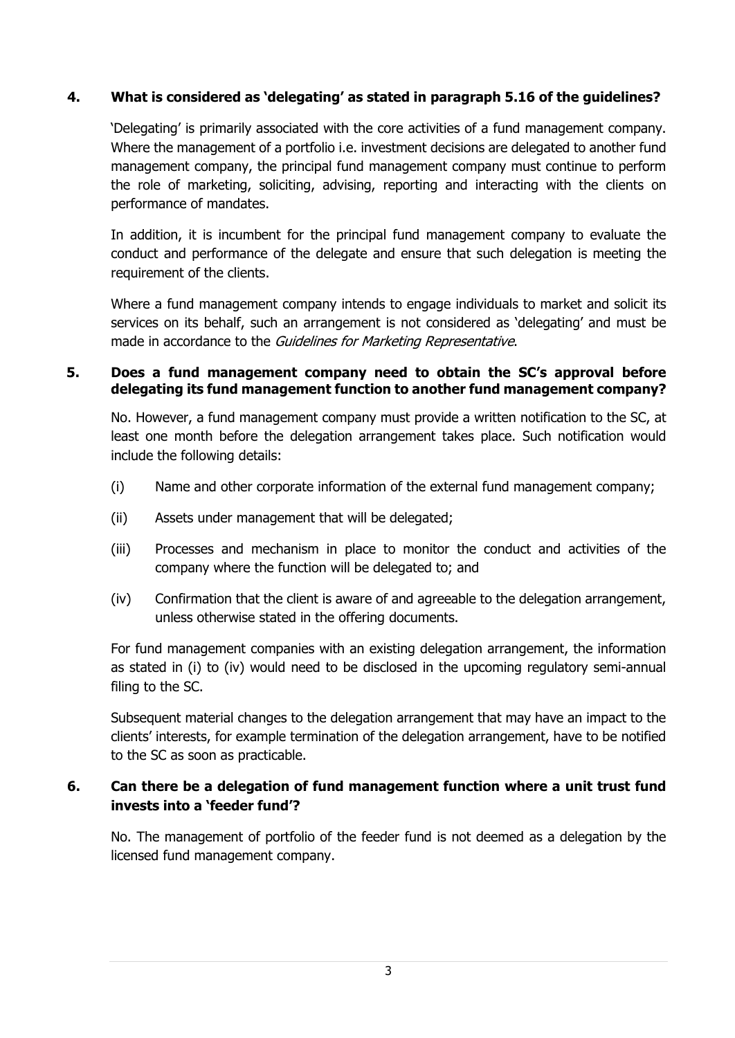**4. What is considered as 'delegating' as stated in paragraph 5.16 of the guidelines?**

'Delegating' is primarily associated with the core activities of a fund management company. Where the management of a portfolio i.e. investment decisions are delegated to another fund management company, the principal fund management company must continue to perform the role of marketing, soliciting, advising, reporting and interacting with the clients on performance of mandates.

In addition, it is incumbent for the principal fund management company to evaluate the conduct and performance of the delegate and ensure that such delegation is meeting the requirement of the clients.

Where a fund management company intends to engage individuals to market and solicit its services on its behalf, such an arrangement is not considered as 'delegating' and must be made in accordance to the *Guidelines for Marketing Representative*.

**5. Does a fund management company need to obtain the SC's approval before delegating its fund management function to another fund management company?**

No. However, a fund management company must provide a written notification to the SC, at least one month before the delegation arrangement takes place. Such notification would include the following details:

(i) Name and other corporate information of the external fund management company;

(ii) Assets under management that will be delegated;

(iii) Processes and mechanism in place to monitor the conduct and activities of the company where the function will be delegated to; and

(iv) Confirmation that the client is aware of and agreeable to the delegation arrangement, unless otherwise stated in the offering documents.

For fund management companies with an existing delegation arrangement, the information as stated in (i) to (iv) would need to be disclosed in the upcoming regulatory semi-annual filing to the SC.

Subsequent material changes to the delegation arrangement that may have an impact to the clients' interests, for example termination of the delegation arrangement, have to be notified to the SC as soon as practicable.

**6. Can there be a delegation of fund management function where a unit trust fund invests into a 'feeder fund'?**

No. The management of portfolio of the feeder fund is not deemed as a delegation by the licensed fund management company.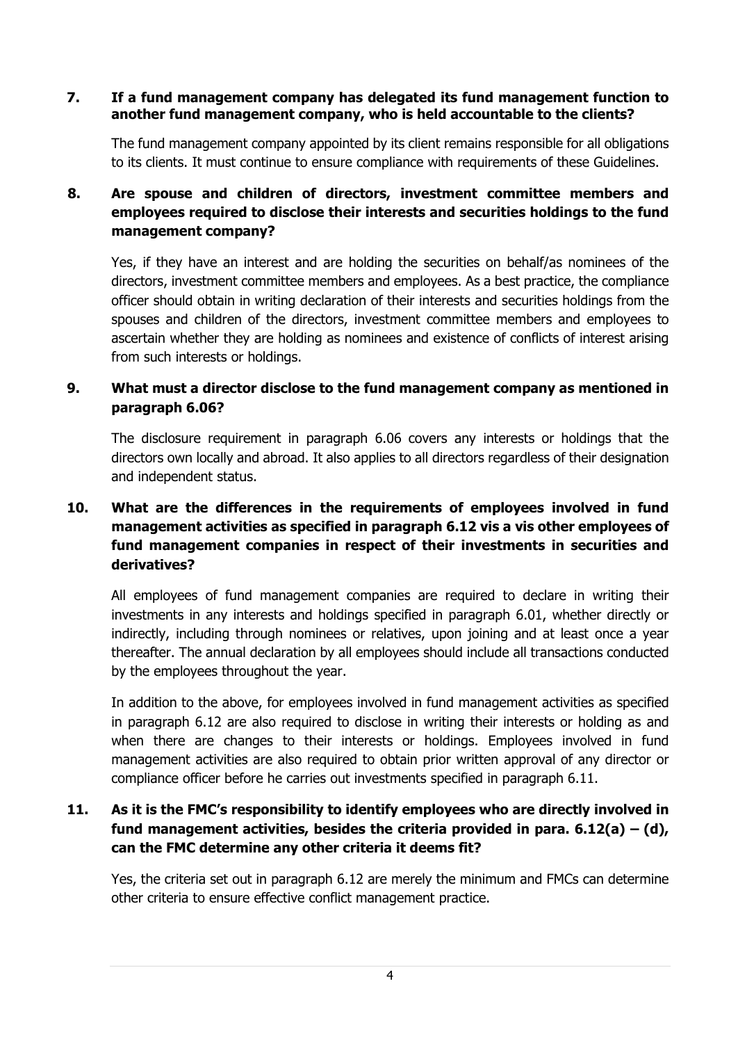**7. If a fund management company has delegated its fund management function to another fund management company, who is held accountable to the clients?**

The fund management company appointed by its client remains responsible for all obligations to its clients. It must continue to ensure compliance with requirements of these Guidelines.

**8. Are spouse and children of directors, investment committee members and employees required to disclose their interests and securities holdings to the fund management company?**

Yes, if they have an interest and are holding the securities on behalf/as nominees of the directors, investment committee members and employees. As a best practice, the compliance officer should obtain in writing declaration of their interests and securities holdings from the spouses and children of the directors, investment committee members and employees to ascertain whether they are holding as nominees and existence of conflicts of interest arising from such interests or holdings.

**9. What must a director disclose to the fund management company as mentioned in paragraph 6.06?**

The disclosure requirement in paragraph 6.06 covers any interests or holdings that the directors own locally and abroad. It also applies to all directors regardless of their designation and independent status.

**10. What are the differences in the requirements of employees involved in fund management activities as specified in paragraph 6.12 vis a vis other employees of fund management companies in respect of their investments in securities and derivatives?**

All employees of fund management companies are required to declare in writing their investments in any interests and holdings specified in paragraph 6.01, whether directly or indirectly, including through nominees or relatives, upon joining and at least once a year thereafter. The annual declaration by all employees should include all transactions conducted by the employees throughout the year.

In addition to the above, for employees involved in fund management activities as specified in paragraph 6.12 are also required to disclose in writing their interests or holding as and when there are changes to their interests or holdings. Employees involved in fund management activities are also required to obtain prior written approval of any director or compliance officer before he carries out investments specified in paragraph 6.11.

**11. As it is the FMC's responsibility to identify employees who are directly involved in fund management activities, besides the criteria provided in para. 6.12(a) – (d), can the FMC determine any other criteria it deems fit?**

Yes, the criteria set out in paragraph 6.12 are merely the minimum and FMCs can determine other criteria to ensure effective conflict management practice.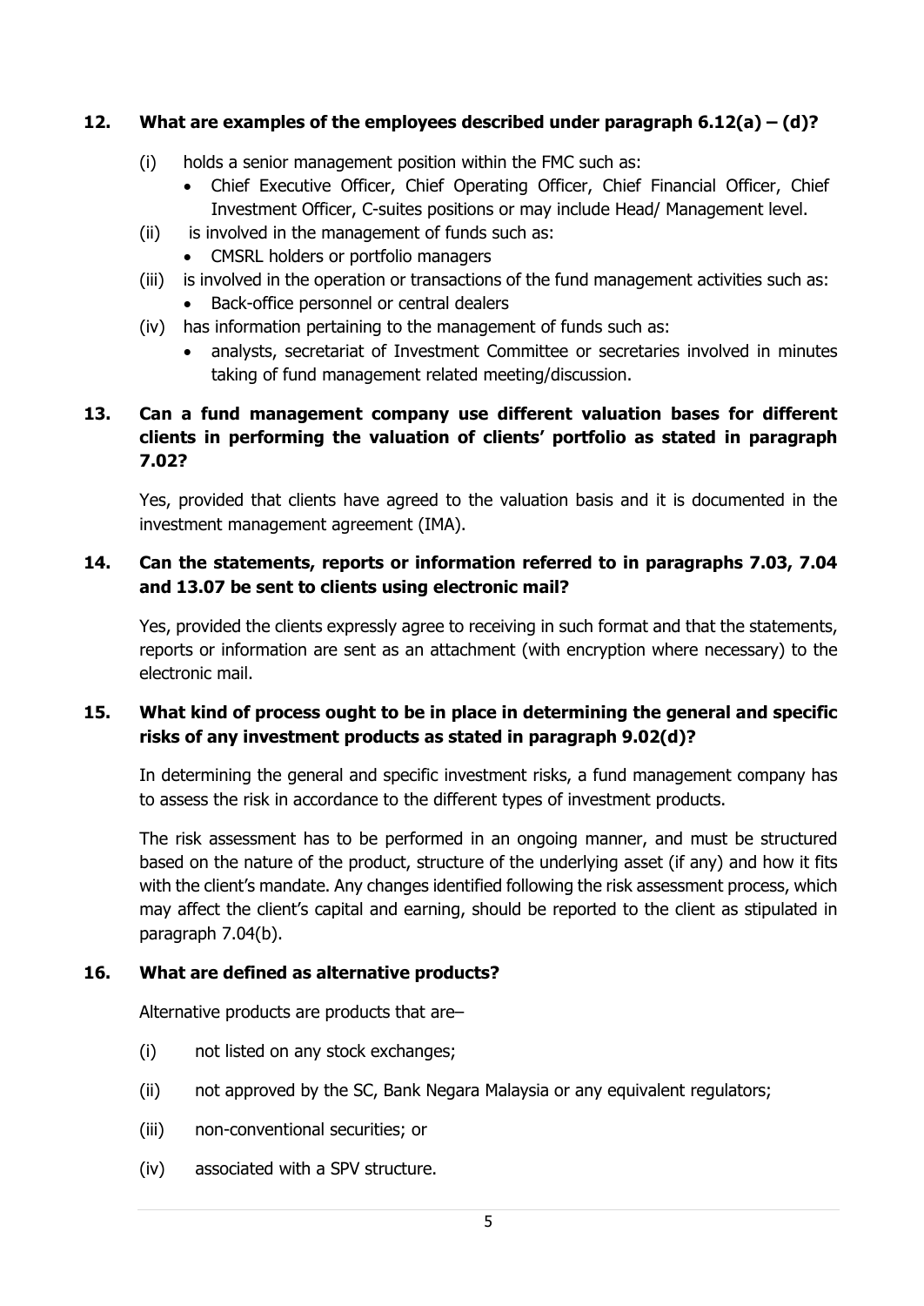**12. What are examples of the employees described under paragraph 6.12(a) – (d)?**

(i) holds a senior management position within the FMC such as:
- Chief Executive Officer, Chief Operating Officer, Chief Financial Officer, Chief Investment Officer, C-suites positions or may include Head/ Management level.

(ii) is involved in the management of funds such as:
- CMSRL holders or portfolio managers

(iii) is involved in the operation or transactions of the fund management activities such as:
- Back-office personnel or central dealers

(iv) has information pertaining to the management of funds such as:
- analysts, secretariat of Investment Committee or secretaries involved in minutes taking of fund management related meeting/discussion.

**13. Can a fund management company use different valuation bases for different clients in performing the valuation of clients' portfolio as stated in paragraph 7.02?**

Yes, provided that clients have agreed to the valuation basis and it is documented in the investment management agreement (IMA).

**14. Can the statements, reports or information referred to in paragraphs 7.03, 7.04 and 13.07 be sent to clients using electronic mail?**

Yes, provided the clients expressly agree to receiving in such format and that the statements, reports or information are sent as an attachment (with encryption where necessary) to the electronic mail.

**15. What kind of process ought to be in place in determining the general and specific risks of any investment products as stated in paragraph 9.02(d)?**

In determining the general and specific investment risks, a fund management company has to assess the risk in accordance to the different types of investment products.

The risk assessment has to be performed in an ongoing manner, and must be structured based on the nature of the product, structure of the underlying asset (if any) and how it fits with the client's mandate. Any changes identified following the risk assessment process, which may affect the client's capital and earning, should be reported to the client as stipulated in paragraph 7.04(b).

**16. What are defined as alternative products?**

Alternative products are products that are–

(i) not listed on any stock exchanges;

(ii) not approved by the SC, Bank Negara Malaysia or any equivalent regulators;

(iii) non-conventional securities; or

(iv) associated with a SPV structure.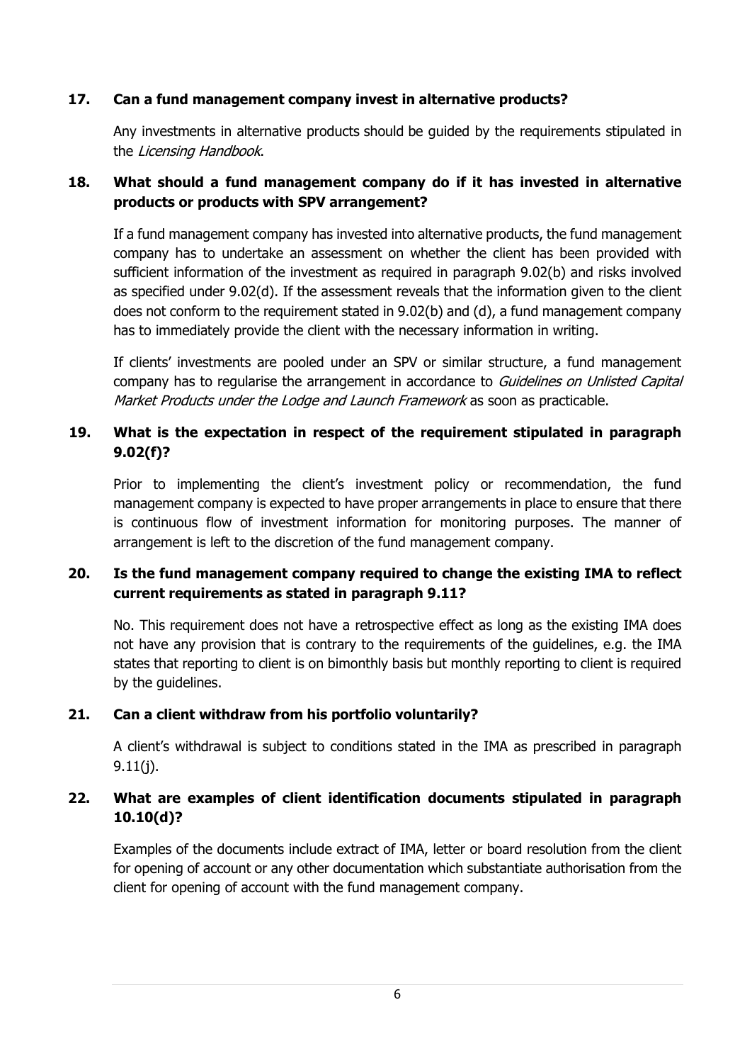**17. Can a fund management company invest in alternative products?**

Any investments in alternative products should be guided by the requirements stipulated in the *Licensing Handbook*.

**18. What should a fund management company do if it has invested in alternative products or products with SPV arrangement?**

If a fund management company has invested into alternative products, the fund management company has to undertake an assessment on whether the client has been provided with sufficient information of the investment as required in paragraph 9.02(b) and risks involved as specified under 9.02(d). If the assessment reveals that the information given to the client does not conform to the requirement stated in 9.02(b) and (d), a fund management company has to immediately provide the client with the necessary information in writing.

If clients' investments are pooled under an SPV or similar structure, a fund management company has to regularise the arrangement in accordance to *Guidelines on Unlisted Capital Market Products under the Lodge and Launch Framework* as soon as practicable.

**19. What is the expectation in respect of the requirement stipulated in paragraph 9.02(f)?**

Prior to implementing the client's investment policy or recommendation, the fund management company is expected to have proper arrangements in place to ensure that there is continuous flow of investment information for monitoring purposes. The manner of arrangement is left to the discretion of the fund management company.

**20. Is the fund management company required to change the existing IMA to reflect current requirements as stated in paragraph 9.11?**

No. This requirement does not have a retrospective effect as long as the existing IMA does not have any provision that is contrary to the requirements of the guidelines, e.g. the IMA states that reporting to client is on bimonthly basis but monthly reporting to client is required by the guidelines.

**21. Can a client withdraw from his portfolio voluntarily?**

A client's withdrawal is subject to conditions stated in the IMA as prescribed in paragraph 9.11(j).

**22. What are examples of client identification documents stipulated in paragraph 10.10(d)?**

Examples of the documents include extract of IMA, letter or board resolution from the client for opening of account or any other documentation which substantiate authorisation from the client for opening of account with the fund management company.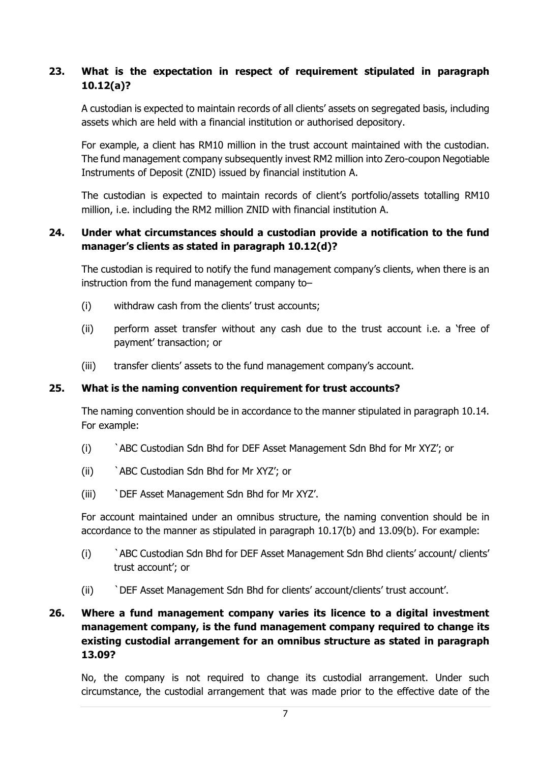**23. What is the expectation in respect of requirement stipulated in paragraph 10.12(a)?**

A custodian is expected to maintain records of all clients' assets on segregated basis, including assets which are held with a financial institution or authorised depository.

For example, a client has RM10 million in the trust account maintained with the custodian. The fund management company subsequently invest RM2 million into Zero-coupon Negotiable Instruments of Deposit (ZNID) issued by financial institution A.

The custodian is expected to maintain records of client's portfolio/assets totalling RM10 million, i.e. including the RM2 million ZNID with financial institution A.

**24. Under what circumstances should a custodian provide a notification to the fund manager's clients as stated in paragraph 10.12(d)?**

The custodian is required to notify the fund management company's clients, when there is an instruction from the fund management company to–

(i) withdraw cash from the clients' trust accounts;

(ii) perform asset transfer without any cash due to the trust account i.e. a 'free of payment' transaction; or

(iii) transfer clients' assets to the fund management company's account.

**25. What is the naming convention requirement for trust accounts?**

The naming convention should be in accordance to the manner stipulated in paragraph 10.14. For example:

(i) `ABC Custodian Sdn Bhd for DEF Asset Management Sdn Bhd for Mr XYZ'; or

(ii) `ABC Custodian Sdn Bhd for Mr XYZ'; or

(iii) `DEF Asset Management Sdn Bhd for Mr XYZ'.

For account maintained under an omnibus structure, the naming convention should be in accordance to the manner as stipulated in paragraph 10.17(b) and 13.09(b). For example:

(i) `ABC Custodian Sdn Bhd for DEF Asset Management Sdn Bhd clients' account/ clients' trust account'; or

(ii) `DEF Asset Management Sdn Bhd for clients' account/clients' trust account'.

**26. Where a fund management company varies its licence to a digital investment management company, is the fund management company required to change its existing custodial arrangement for an omnibus structure as stated in paragraph 13.09?**

No, the company is not required to change its custodial arrangement. Under such circumstance, the custodial arrangement that was made prior to the effective date of the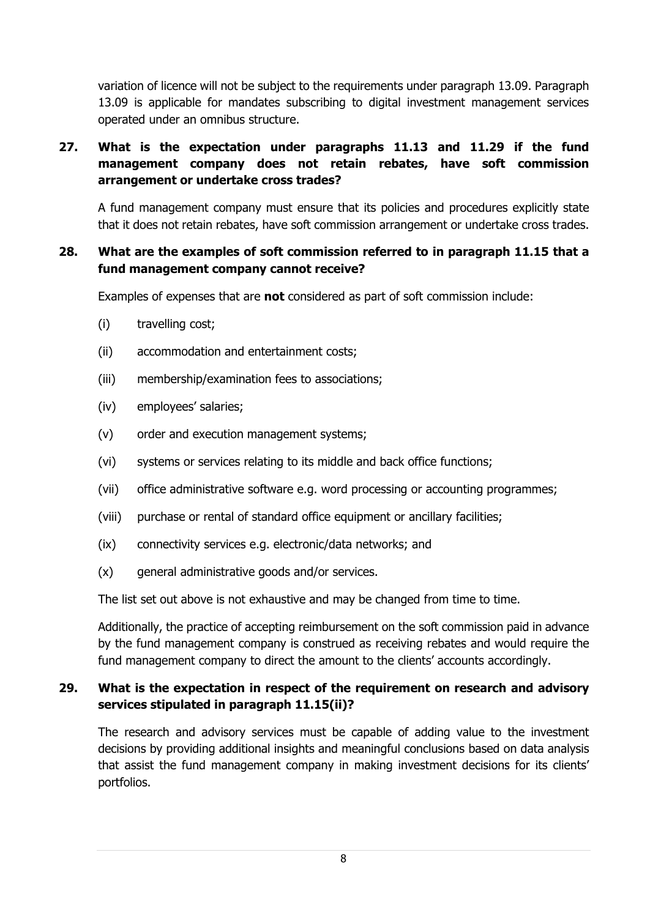variation of licence will not be subject to the requirements under paragraph 13.09. Paragraph 13.09 is applicable for mandates subscribing to digital investment management services operated under an omnibus structure.

**27. What is the expectation under paragraphs 11.13 and 11.29 if the fund management company does not retain rebates, have soft commission arrangement or undertake cross trades?**

A fund management company must ensure that its policies and procedures explicitly state that it does not retain rebates, have soft commission arrangement or undertake cross trades.

**28. What are the examples of soft commission referred to in paragraph 11.15 that a fund management company cannot receive?**

Examples of expenses that are **not** considered as part of soft commission include:

(i) travelling cost;

(ii) accommodation and entertainment costs;

(iii) membership/examination fees to associations;

(iv) employees' salaries;

(v) order and execution management systems;

(vi) systems or services relating to its middle and back office functions;

(vii) office administrative software e.g. word processing or accounting programmes;

(viii) purchase or rental of standard office equipment or ancillary facilities;

(ix) connectivity services e.g. electronic/data networks; and

(x) general administrative goods and/or services.

The list set out above is not exhaustive and may be changed from time to time.

Additionally, the practice of accepting reimbursement on the soft commission paid in advance by the fund management company is construed as receiving rebates and would require the fund management company to direct the amount to the clients' accounts accordingly.

**29. What is the expectation in respect of the requirement on research and advisory services stipulated in paragraph 11.15(ii)?**

The research and advisory services must be capable of adding value to the investment decisions by providing additional insights and meaningful conclusions based on data analysis that assist the fund management company in making investment decisions for its clients' portfolios.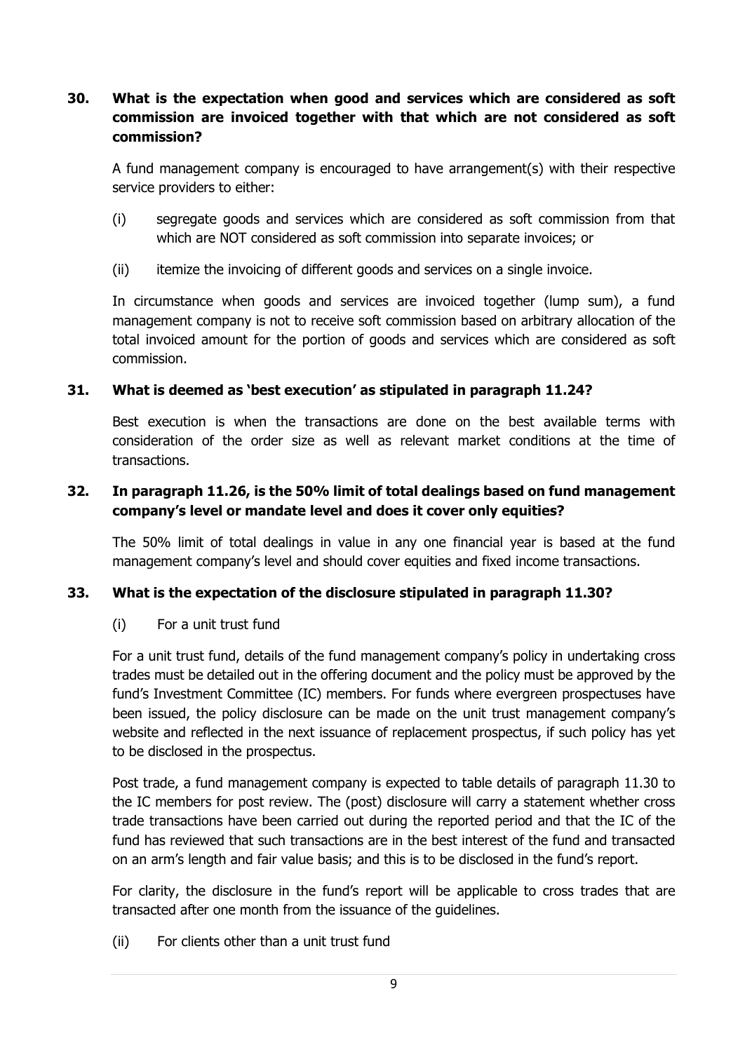**30. What is the expectation when good and services which are considered as soft commission are invoiced together with that which are not considered as soft commission?**

A fund management company is encouraged to have arrangement(s) with their respective service providers to either:

(i) segregate goods and services which are considered as soft commission from that which are NOT considered as soft commission into separate invoices; or

(ii) itemize the invoicing of different goods and services on a single invoice.

In circumstance when goods and services are invoiced together (lump sum), a fund management company is not to receive soft commission based on arbitrary allocation of the total invoiced amount for the portion of goods and services which are considered as soft commission.

**31. What is deemed as 'best execution' as stipulated in paragraph 11.24?**

Best execution is when the transactions are done on the best available terms with consideration of the order size as well as relevant market conditions at the time of transactions.

**32. In paragraph 11.26, is the 50% limit of total dealings based on fund management company's level or mandate level and does it cover only equities?**

The 50% limit of total dealings in value in any one financial year is based at the fund management company's level and should cover equities and fixed income transactions.

**33. What is the expectation of the disclosure stipulated in paragraph 11.30?**

(i) For a unit trust fund

For a unit trust fund, details of the fund management company's policy in undertaking cross trades must be detailed out in the offering document and the policy must be approved by the fund's Investment Committee (IC) members. For funds where evergreen prospectuses have been issued, the policy disclosure can be made on the unit trust management company's website and reflected in the next issuance of replacement prospectus, if such policy has yet to be disclosed in the prospectus.

Post trade, a fund management company is expected to table details of paragraph 11.30 to the IC members for post review. The (post) disclosure will carry a statement whether cross trade transactions have been carried out during the reported period and that the IC of the fund has reviewed that such transactions are in the best interest of the fund and transacted on an arm's length and fair value basis; and this is to be disclosed in the fund's report.

For clarity, the disclosure in the fund's report will be applicable to cross trades that are transacted after one month from the issuance of the guidelines.

(ii) For clients other than a unit trust fund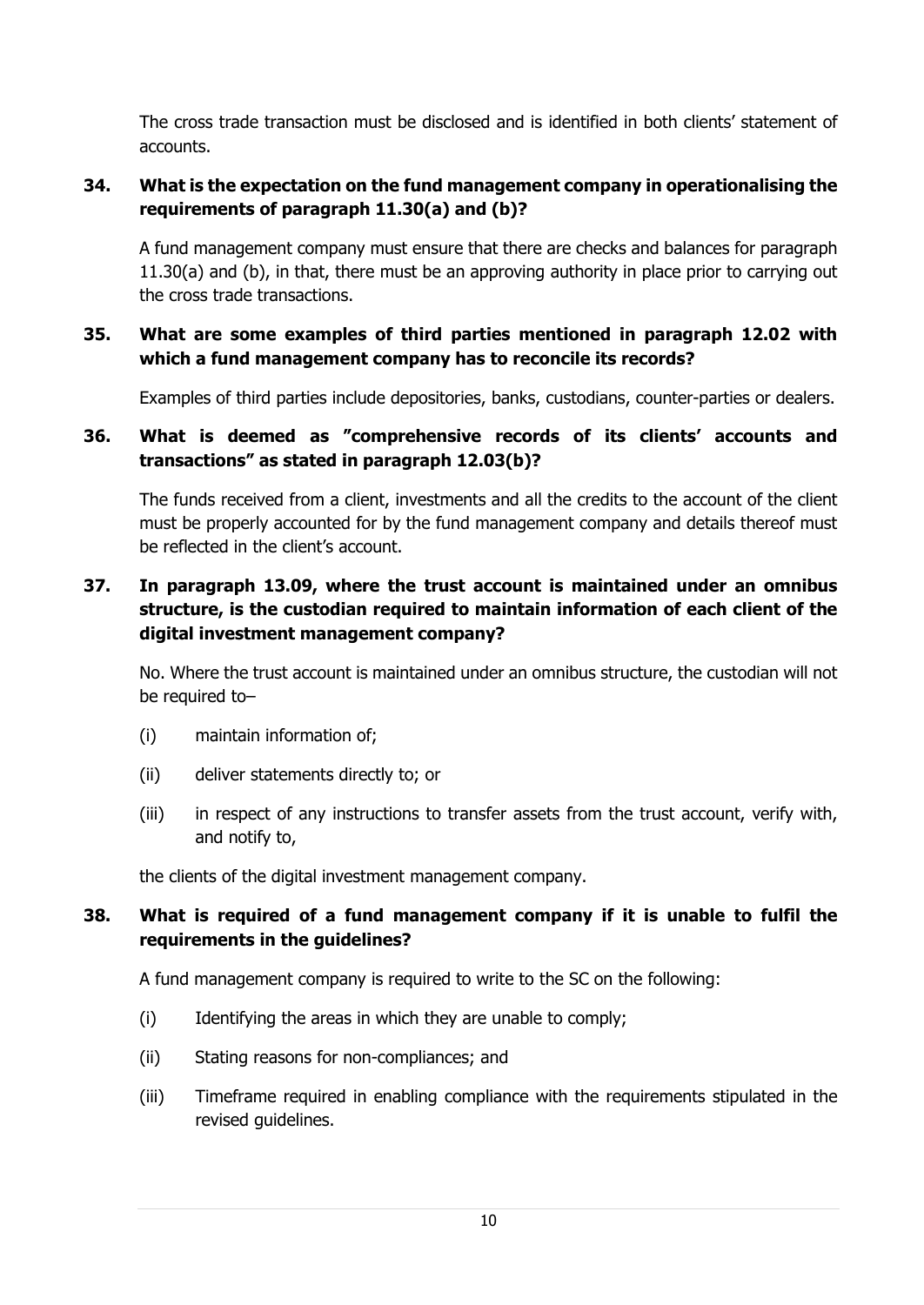The cross trade transaction must be disclosed and is identified in both clients' statement of accounts.

**34. What is the expectation on the fund management company in operationalising the requirements of paragraph 11.30(a) and (b)?**

A fund management company must ensure that there are checks and balances for paragraph 11.30(a) and (b), in that, there must be an approving authority in place prior to carrying out the cross trade transactions.

**35. What are some examples of third parties mentioned in paragraph 12.02 with which a fund management company has to reconcile its records?**

Examples of third parties include depositories, banks, custodians, counter-parties or dealers.

**36. What is deemed as "comprehensive records of its clients' accounts and transactions" as stated in paragraph 12.03(b)?**

The funds received from a client, investments and all the credits to the account of the client must be properly accounted for by the fund management company and details thereof must be reflected in the client's account.

**37. In paragraph 13.09, where the trust account is maintained under an omnibus structure, is the custodian required to maintain information of each client of the digital investment management company?**

No. Where the trust account is maintained under an omnibus structure, the custodian will not be required to–

(i) maintain information of;

(ii) deliver statements directly to; or

(iii) in respect of any instructions to transfer assets from the trust account, verify with, and notify to,

the clients of the digital investment management company.

**38. What is required of a fund management company if it is unable to fulfil the requirements in the guidelines?**

A fund management company is required to write to the SC on the following:

(i) Identifying the areas in which they are unable to comply;

(ii) Stating reasons for non-compliances; and

(iii) Timeframe required in enabling compliance with the requirements stipulated in the revised guidelines.